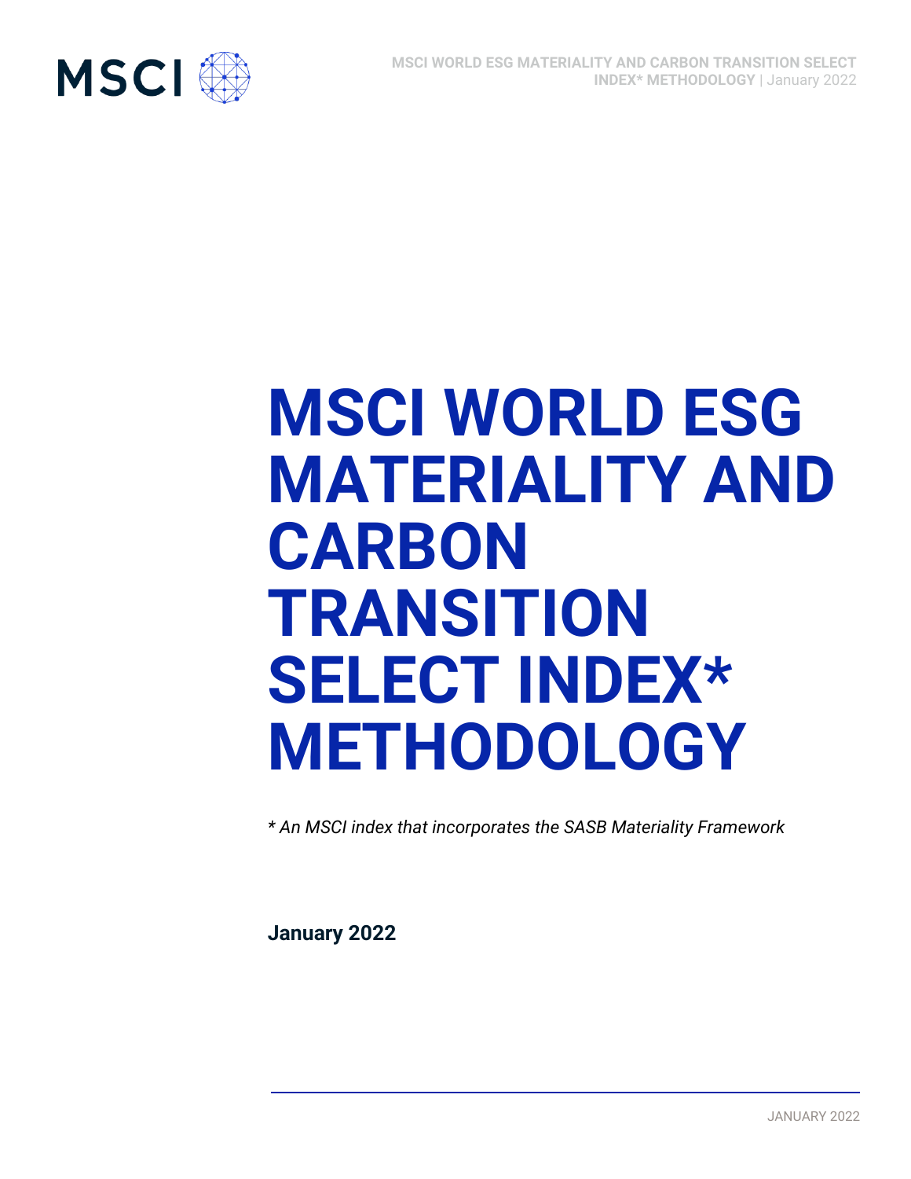# MSCI WORLD ESG MATERIALITY AND CARBON TRANSITION SELECT INDEX* METHODOLOGY

*\* An MSCI index that incorporates the SASB Materiality Framework*

**January 2022**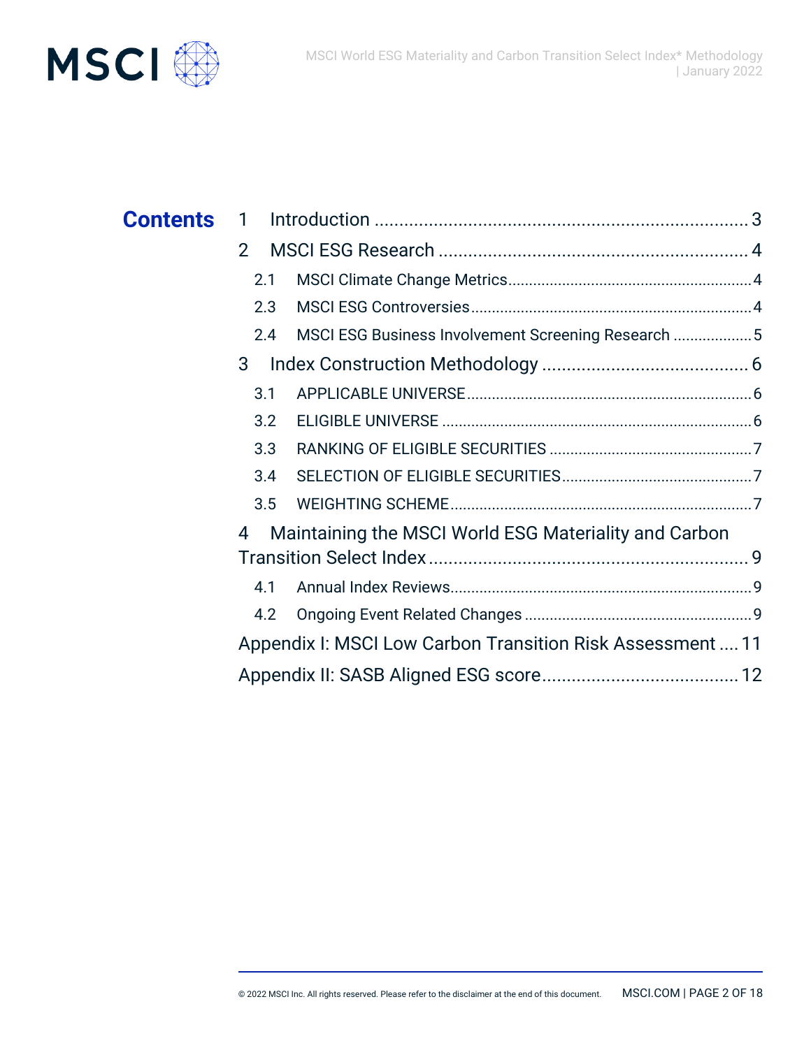# Contents

1 Introduction ........................................................................ 3

2 MSCI ESG Research ............................................................ 4

- 2.1 MSCI Climate Change Metrics ........................................................ 4
- 2.3 MSCI ESG Controversies ................................................................ 4
- 2.4 MSCI ESG Business Involvement Screening Research ................... 5

3 Index Construction Methodology ........................................ 6

- 3.1 APPLICABLE UNIVERSE ................................................................. 6
- 3.2 ELIGIBLE UNIVERSE ........................................................................ 6
- 3.3 RANKING OF ELIGIBLE SECURITIES ............................................... 7
- 3.4 SELECTION OF ELIGIBLE SECURITIES ............................................ 7
- 3.5 WEIGHTING SCHEME ...................................................................... 7

4 Maintaining the MSCI World ESG Materiality and Carbon Transition Select Index ............................................................... 9

- 4.1 Annual Index Reviews ...................................................................... 9
- 4.2 Ongoing Event Related Changes ..................................................... 9

Appendix I: MSCI Low Carbon Transition Risk Assessment .... 11

Appendix II: SASB Aligned ESG score ....................................... 12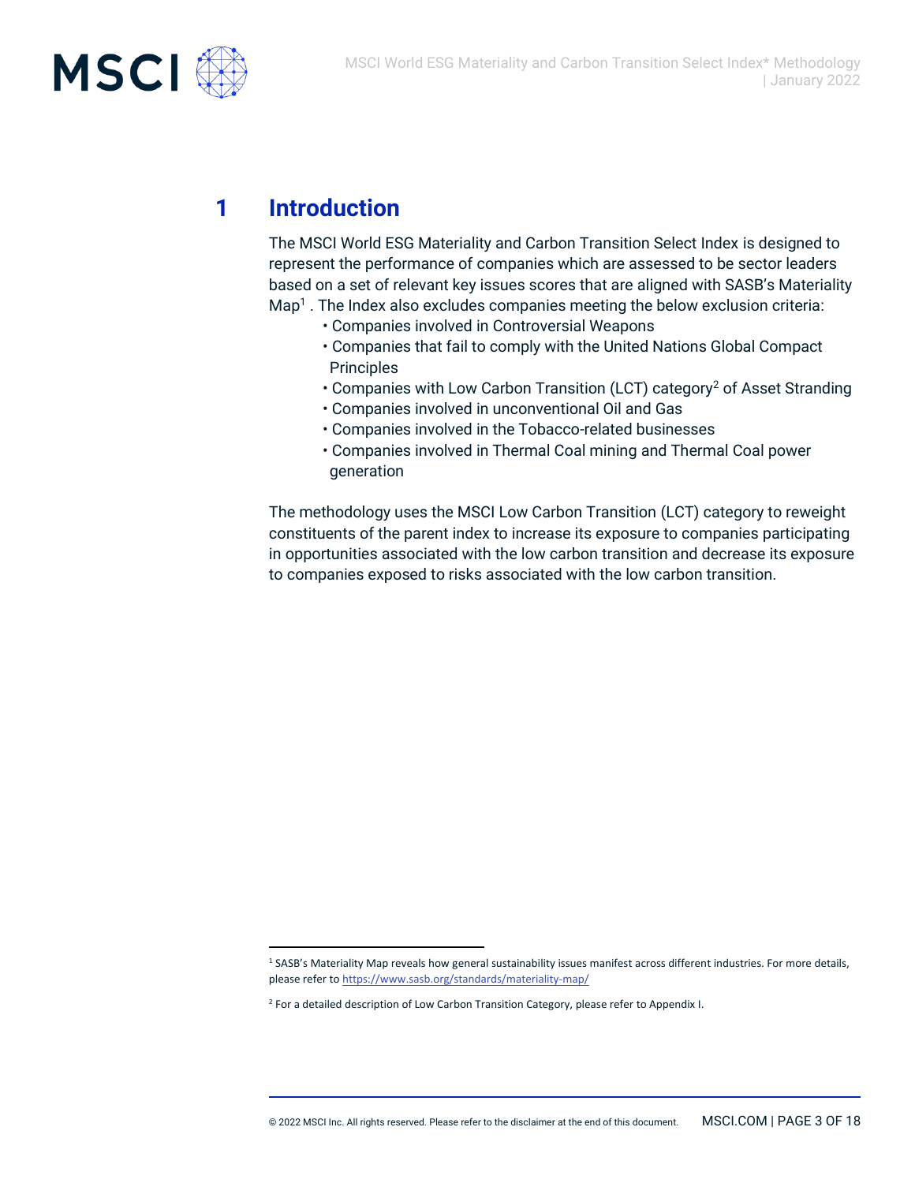# 1 Introduction

The MSCI World ESG Materiality and Carbon Transition Select Index is designed to represent the performance of companies which are assessed to be sector leaders based on a set of relevant key issues scores that are aligned with SASB's Materiality Map[1] . The Index also excludes companies meeting the below exclusion criteria:

- Companies involved in Controversial Weapons
- Companies that fail to comply with the United Nations Global Compact Principles
- Companies with Low Carbon Transition (LCT) category[2] of Asset Stranding
- Companies involved in unconventional Oil and Gas
- Companies involved in the Tobacco-related businesses
- Companies involved in Thermal Coal mining and Thermal Coal power generation

The methodology uses the MSCI Low Carbon Transition (LCT) category to reweight constituents of the parent index to increase its exposure to companies participating in opportunities associated with the low carbon transition and decrease its exposure to companies exposed to risks associated with the low carbon transition.

---

[1] SASB's Materiality Map reveals how general sustainability issues manifest across different industries. For more details, please refer to https://www.sasb.org/standards/materiality-map/

[2] For a detailed description of Low Carbon Transition Category, please refer to Appendix I.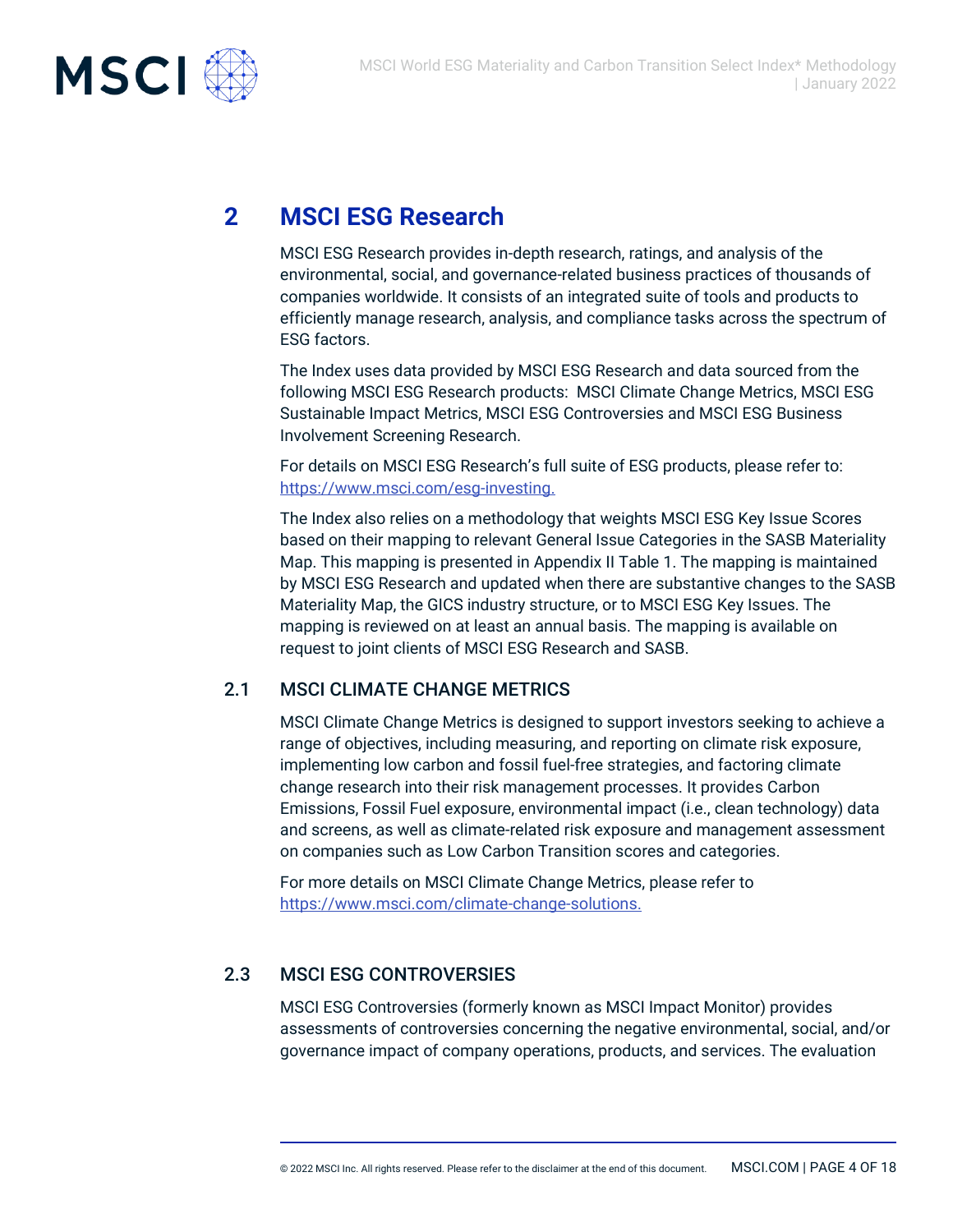# 2 MSCI ESG Research

MSCI ESG Research provides in-depth research, ratings, and analysis of the environmental, social, and governance-related business practices of thousands of companies worldwide. It consists of an integrated suite of tools and products to efficiently manage research, analysis, and compliance tasks across the spectrum of ESG factors.

The Index uses data provided by MSCI ESG Research and data sourced from the following MSCI ESG Research products: MSCI Climate Change Metrics, MSCI ESG Sustainable Impact Metrics, MSCI ESG Controversies and MSCI ESG Business Involvement Screening Research.

For details on MSCI ESG Research's full suite of ESG products, please refer to: https://www.msci.com/esg-investing.

The Index also relies on a methodology that weights MSCI ESG Key Issue Scores based on their mapping to relevant General Issue Categories in the SASB Materiality Map. This mapping is presented in Appendix II Table 1. The mapping is maintained by MSCI ESG Research and updated when there are substantive changes to the SASB Materiality Map, the GICS industry structure, or to MSCI ESG Key Issues. The mapping is reviewed on at least an annual basis. The mapping is available on request to joint clients of MSCI ESG Research and SASB.

## 2.1 MSCI CLIMATE CHANGE METRICS

MSCI Climate Change Metrics is designed to support investors seeking to achieve a range of objectives, including measuring, and reporting on climate risk exposure, implementing low carbon and fossil fuel-free strategies, and factoring climate change research into their risk management processes. It provides Carbon Emissions, Fossil Fuel exposure, environmental impact (i.e., clean technology) data and screens, as well as climate-related risk exposure and management assessment on companies such as Low Carbon Transition scores and categories.

For more details on MSCI Climate Change Metrics, please refer to https://www.msci.com/climate-change-solutions.

## 2.3 MSCI ESG CONTROVERSIES

MSCI ESG Controversies (formerly known as MSCI Impact Monitor) provides assessments of controversies concerning the negative environmental, social, and/or governance impact of company operations, products, and services. The evaluation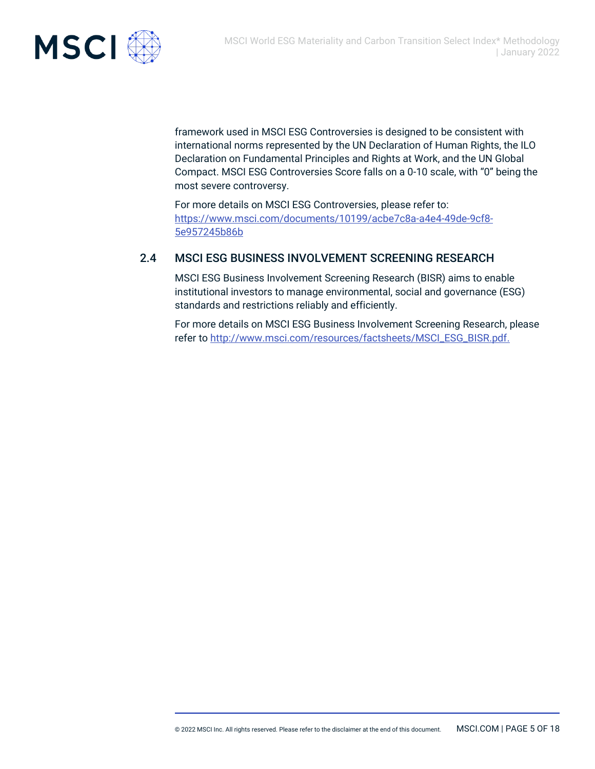framework used in MSCI ESG Controversies is designed to be consistent with international norms represented by the UN Declaration of Human Rights, the ILO Declaration on Fundamental Principles and Rights at Work, and the UN Global Compact. MSCI ESG Controversies Score falls on a 0-10 scale, with "0" being the most severe controversy.

For more details on MSCI ESG Controversies, please refer to: [https://www.msci.com/documents/10199/acbe7c8a-a4e4-49de-9cf8-5e957245b86b](https://www.msci.com/documents/10199/acbe7c8a-a4e4-49de-9cf8-5e957245b86b)

## 2.4 MSCI ESG BUSINESS INVOLVEMENT SCREENING RESEARCH

MSCI ESG Business Involvement Screening Research (BISR) aims to enable institutional investors to manage environmental, social and governance (ESG) standards and restrictions reliably and efficiently.

For more details on MSCI ESG Business Involvement Screening Research, please refer to [http://www.msci.com/resources/factsheets/MSCI_ESG_BISR.pdf.](http://www.msci.com/resources/factsheets/MSCI_ESG_BISR.pdf)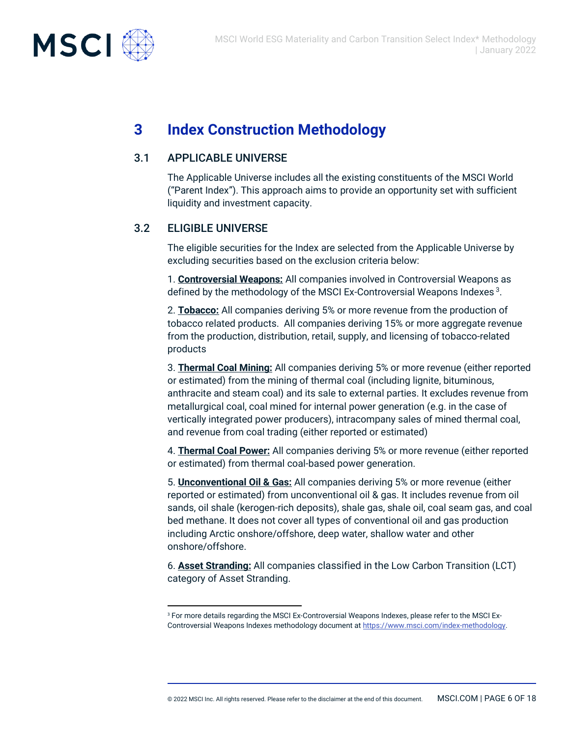# 3 Index Construction Methodology

## 3.1 APPLICABLE UNIVERSE

The Applicable Universe includes all the existing constituents of the MSCI World ("Parent Index"). This approach aims to provide an opportunity set with sufficient liquidity and investment capacity.

## 3.2 ELIGIBLE UNIVERSE

The eligible securities for the Index are selected from the Applicable Universe by excluding securities based on the exclusion criteria below:

1. **Controversial Weapons:** All companies involved in Controversial Weapons as defined by the methodology of the MSCI Ex-Controversial Weapons Indexes [3].

2. **Tobacco:** All companies deriving 5% or more revenue from the production of tobacco related products. All companies deriving 15% or more aggregate revenue from the production, distribution, retail, supply, and licensing of tobacco-related products

3. **Thermal Coal Mining:** All companies deriving 5% or more revenue (either reported or estimated) from the mining of thermal coal (including lignite, bituminous, anthracite and steam coal) and its sale to external parties. It excludes revenue from metallurgical coal, coal mined for internal power generation (e.g. in the case of vertically integrated power producers), intracompany sales of mined thermal coal, and revenue from coal trading (either reported or estimated)

4. **Thermal Coal Power:** All companies deriving 5% or more revenue (either reported or estimated) from thermal coal-based power generation.

5. **Unconventional Oil & Gas:** All companies deriving 5% or more revenue (either reported or estimated) from unconventional oil & gas. It includes revenue from oil sands, oil shale (kerogen-rich deposits), shale gas, shale oil, coal seam gas, and coal bed methane. It does not cover all types of conventional oil and gas production including Arctic onshore/offshore, deep water, shallow water and other onshore/offshore.

6. **Asset Stranding:** All companies classified in the Low Carbon Transition (LCT) category of Asset Stranding.

---

[3] For more details regarding the MSCI Ex-Controversial Weapons Indexes, please refer to the MSCI Ex-Controversial Weapons Indexes methodology document at https://www.msci.com/index-methodology.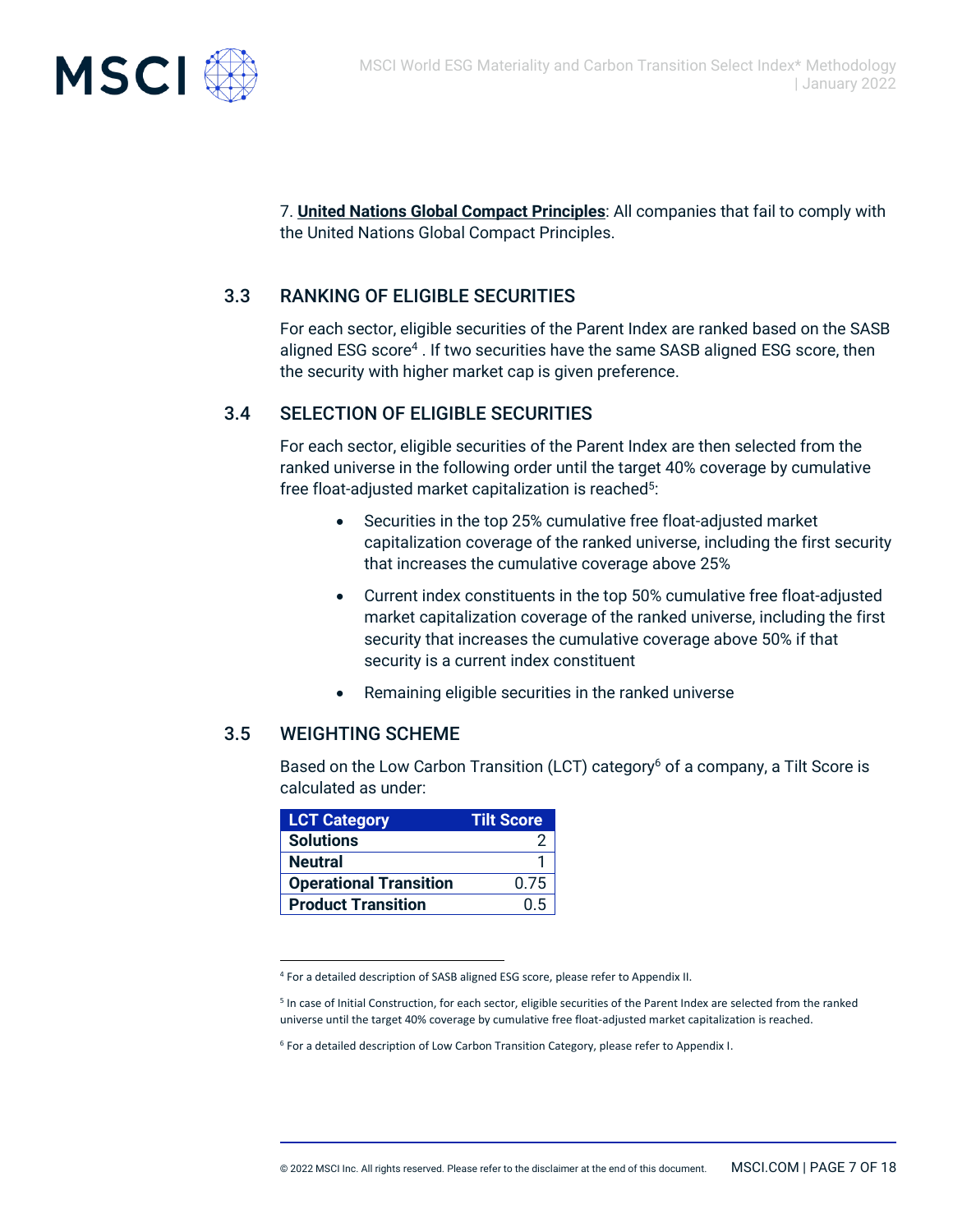7. **United Nations Global Compact Principles**: All companies that fail to comply with the United Nations Global Compact Principles.

## 3.3 RANKING OF ELIGIBLE SECURITIES

For each sector, eligible securities of the Parent Index are ranked based on the SASB aligned ESG score[4] . If two securities have the same SASB aligned ESG score, then the security with higher market cap is given preference.

## 3.4 SELECTION OF ELIGIBLE SECURITIES

For each sector, eligible securities of the Parent Index are then selected from the ranked universe in the following order until the target 40% coverage by cumulative free float-adjusted market capitalization is reached[5]:

- Securities in the top 25% cumulative free float-adjusted market capitalization coverage of the ranked universe, including the first security that increases the cumulative coverage above 25%
- Current index constituents in the top 50% cumulative free float-adjusted market capitalization coverage of the ranked universe, including the first security that increases the cumulative coverage above 50% if that security is a current index constituent
- Remaining eligible securities in the ranked universe

## 3.5 WEIGHTING SCHEME

Based on the Low Carbon Transition (LCT) category[6] of a company, a Tilt Score is calculated as under:

| LCT Category | Tilt Score |
|---|---|
| **Solutions** | 2 |
| **Neutral** | 1 |
| **Operational Transition** | 0.75 |
| **Product Transition** | 0.5 |

[4] For a detailed description of SASB aligned ESG score, please refer to Appendix II.

[5] In case of Initial Construction, for each sector, eligible securities of the Parent Index are selected from the ranked universe until the target 40% coverage by cumulative free float-adjusted market capitalization is reached.

[6] For a detailed description of Low Carbon Transition Category, please refer to Appendix I.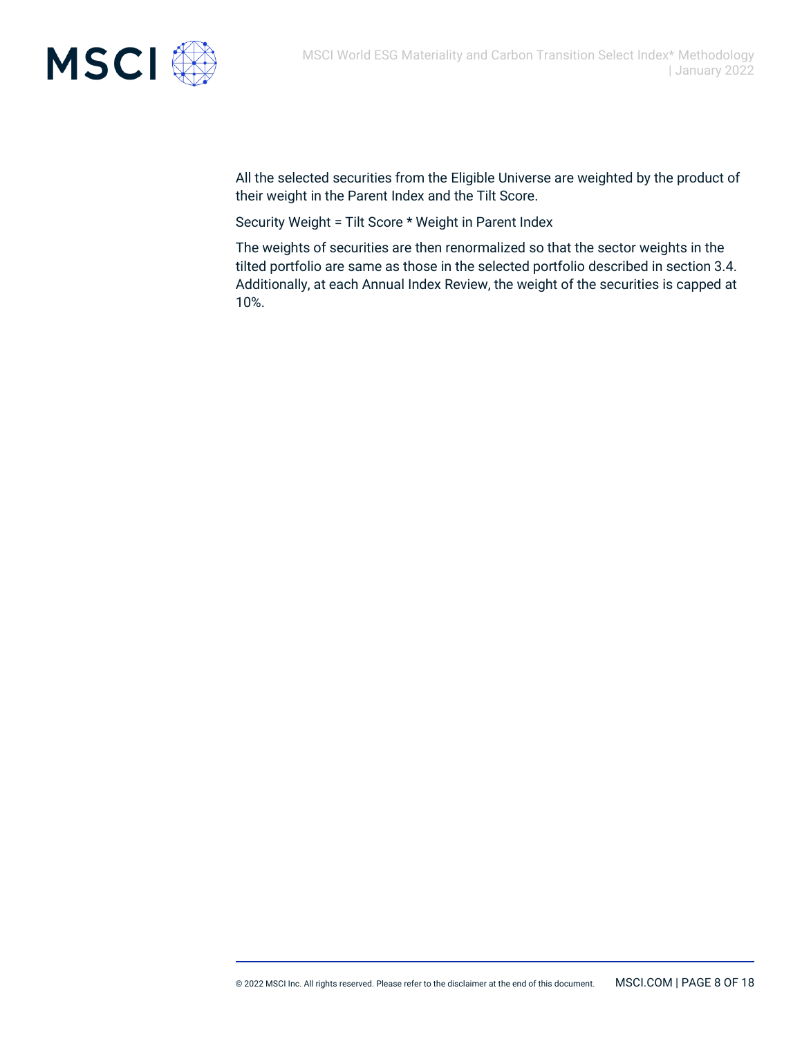All the selected securities from the Eligible Universe are weighted by the product of their weight in the Parent Index and the Tilt Score.

Security Weight = Tilt Score * Weight in Parent Index

The weights of securities are then renormalized so that the sector weights in the tilted portfolio are same as those in the selected portfolio described in section 3.4. Additionally, at each Annual Index Review, the weight of the securities is capped at 10%.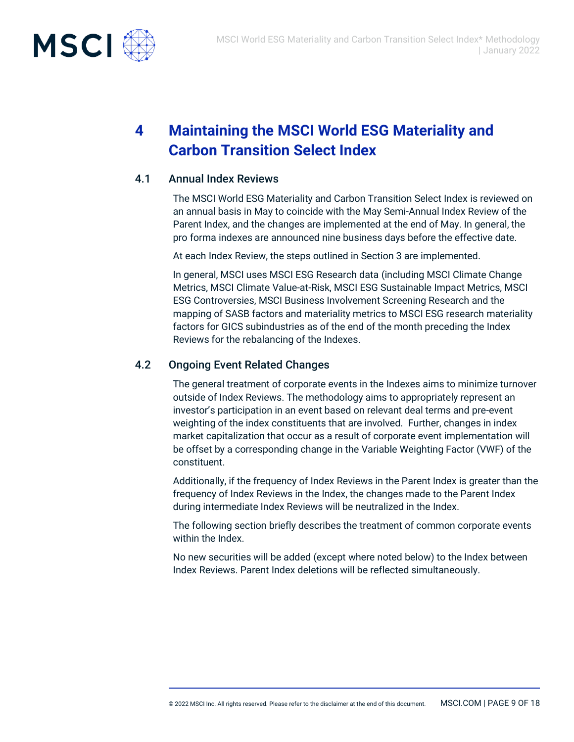# 4 Maintaining the MSCI World ESG Materiality and Carbon Transition Select Index

## 4.1 Annual Index Reviews

The MSCI World ESG Materiality and Carbon Transition Select Index is reviewed on an annual basis in May to coincide with the May Semi-Annual Index Review of the Parent Index, and the changes are implemented at the end of May. In general, the pro forma indexes are announced nine business days before the effective date.

At each Index Review, the steps outlined in Section 3 are implemented.

In general, MSCI uses MSCI ESG Research data (including MSCI Climate Change Metrics, MSCI Climate Value-at-Risk, MSCI ESG Sustainable Impact Metrics, MSCI ESG Controversies, MSCI Business Involvement Screening Research and the mapping of SASB factors and materiality metrics to MSCI ESG research materiality factors for GICS subindustries as of the end of the month preceding the Index Reviews for the rebalancing of the Indexes.

## 4.2 Ongoing Event Related Changes

The general treatment of corporate events in the Indexes aims to minimize turnover outside of Index Reviews. The methodology aims to appropriately represent an investor's participation in an event based on relevant deal terms and pre-event weighting of the index constituents that are involved. Further, changes in index market capitalization that occur as a result of corporate event implementation will be offset by a corresponding change in the Variable Weighting Factor (VWF) of the constituent.

Additionally, if the frequency of Index Reviews in the Parent Index is greater than the frequency of Index Reviews in the Index, the changes made to the Parent Index during intermediate Index Reviews will be neutralized in the Index.

The following section briefly describes the treatment of common corporate events within the Index.

No new securities will be added (except where noted below) to the Index between Index Reviews. Parent Index deletions will be reflected simultaneously.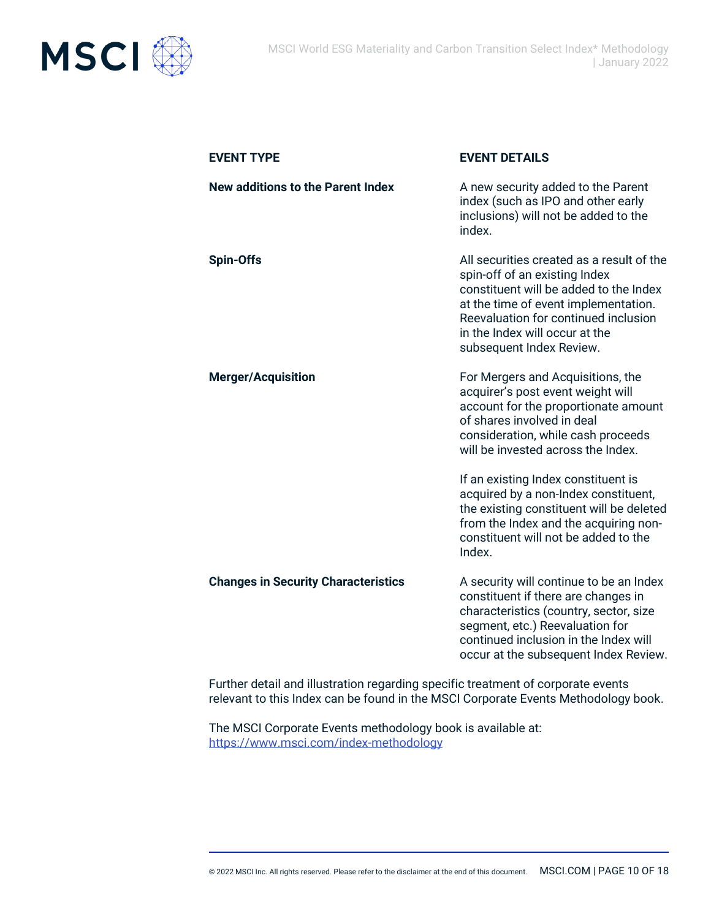| EVENT TYPE | EVENT DETAILS |
| --- | --- |
| **New additions to the Parent Index** | A new security added to the Parent index (such as IPO and other early inclusions) will not be added to the index. |
| **Spin-Offs** | All securities created as a result of the spin-off of an existing Index constituent will be added to the Index at the time of event implementation. Reevaluation for continued inclusion in the Index will occur at the subsequent Index Review. |
| **Merger/Acquisition** | For Mergers and Acquisitions, the acquirer's post event weight will account for the proportionate amount of shares involved in deal consideration, while cash proceeds will be invested across the Index.<br><br>If an existing Index constituent is acquired by a non-Index constituent, the existing constituent will be deleted from the Index and the acquiring non-constituent will not be added to the Index. |
| **Changes in Security Characteristics** | A security will continue to be an Index constituent if there are changes in characteristics (country, sector, size segment, etc.) Reevaluation for continued inclusion in the Index will occur at the subsequent Index Review. |

Further detail and illustration regarding specific treatment of corporate events relevant to this Index can be found in the MSCI Corporate Events Methodology book.

The MSCI Corporate Events methodology book is available at: https://www.msci.com/index-methodology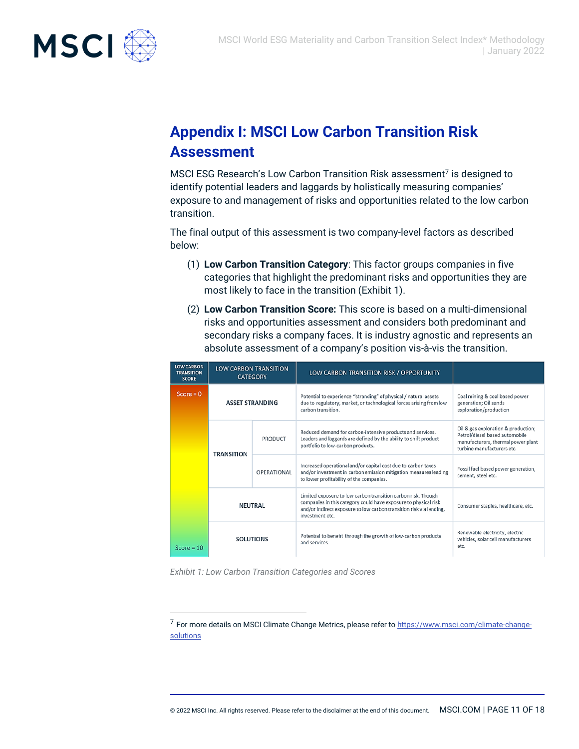## Appendix I: MSCI Low Carbon Transition Risk Assessment

MSCI ESG Research's Low Carbon Transition Risk assessment[7] is designed to identify potential leaders and laggards by holistically measuring companies' exposure to and management of risks and opportunities related to the low carbon transition.

The final output of this assessment is two company-level factors as described below:

(1) **Low Carbon Transition Category**: This factor groups companies in five categories that highlight the predominant risks and opportunities they are most likely to face in the transition (Exhibit 1).

(2) **Low Carbon Transition Score:** This score is based on a multi-dimensional risks and opportunities assessment and considers both predominant and secondary risks a company faces. It is industry agnostic and represents an absolute assessment of a company's position vis-à-vis the transition.

| LOW CARBON TRANSITION SCORE | LOW CARBON TRANSITION CATEGORY | | LOW CARBON TRANSITION RISK / OPPORTUNITY | |
|---|---|---|---|---|
| Score = 0 | ASSET STRANDING | | Potential to experience "stranding" of physical / natural assets due to regulatory, market, or technological forces arising from low carbon transition. | Coal mining & coal based power generation; Oil sands exploration/production |
| | TRANSITION | PRODUCT | Reduced demand for carbon-intensive products and services. Leaders and laggards are defined by the ability to shift product portfolio to low-carbon products. | Oil & gas exploration & production; Petrol/diesel based automobile manufacturers, thermal power plant turbine manufacturers etc. |
| | | OPERATIONAL | Increased operational and/or capital cost due to carbon taxes and/or investment in carbon emission mitigation measures leading to lower profitability of the companies. | Fossil fuel based power generation, cement, steel etc. |
| | NEUTRAL | | Limited exposure to low carbon transition carbon risk. Though companies in this category could have exposure to physical risk and/or indirect exposure to low carbon transition risk via lending, investment etc. | Consumer staples, healthcare, etc. |
| Score = 10 | SOLUTIONS | | Potential to benefit through the growth of low-carbon products and services. | Renewable electricity, electric vehicles, solar cell manufacturers etc. |

*Exhibit 1: Low Carbon Transition Categories and Scores*

[7] For more details on MSCI Climate Change Metrics, please refer to https://www.msci.com/climate-change-solutions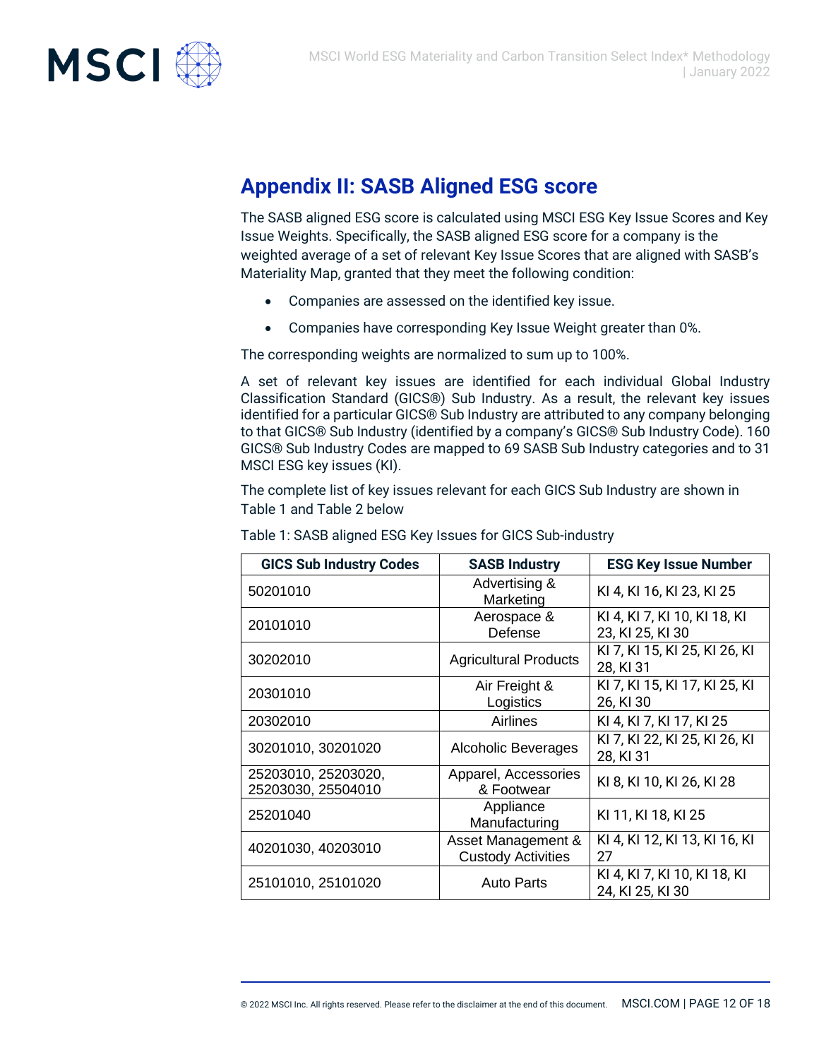## Appendix II: SASB Aligned ESG score

The SASB aligned ESG score is calculated using MSCI ESG Key Issue Scores and Key Issue Weights. Specifically, the SASB aligned ESG score for a company is the weighted average of a set of relevant Key Issue Scores that are aligned with SASB's Materiality Map, granted that they meet the following condition:

- Companies are assessed on the identified key issue.
- Companies have corresponding Key Issue Weight greater than 0%.

The corresponding weights are normalized to sum up to 100%.

A set of relevant key issues are identified for each individual Global Industry Classification Standard (GICS®) Sub Industry. As a result, the relevant key issues identified for a particular GICS® Sub Industry are attributed to any company belonging to that GICS® Sub Industry (identified by a company's GICS® Sub Industry Code). 160 GICS® Sub Industry Codes are mapped to 69 SASB Sub Industry categories and to 31 MSCI ESG key issues (KI).

The complete list of key issues relevant for each GICS Sub Industry are shown in Table 1 and Table 2 below

Table 1: SASB aligned ESG Key Issues for GICS Sub-industry

| GICS Sub Industry Codes | SASB Industry | ESG Key Issue Number |
|---|---|---|
| 50201010 | Advertising & Marketing | KI 4, KI 16, KI 23, KI 25 |
| 20101010 | Aerospace & Defense | KI 4, KI 7, KI 10, KI 18, KI 23, KI 25, KI 30 |
| 30202010 | Agricultural Products | KI 7, KI 15, KI 25, KI 26, KI 28, KI 31 |
| 20301010 | Air Freight & Logistics | KI 7, KI 15, KI 17, KI 25, KI 26, KI 30 |
| 20302010 | Airlines | KI 4, KI 7, KI 17, KI 25 |
| 30201010, 30201020 | Alcoholic Beverages | KI 7, KI 22, KI 25, KI 26, KI 28, KI 31 |
| 25203010, 25203020, 25203030, 25504010 | Apparel, Accessories & Footwear | KI 8, KI 10, KI 26, KI 28 |
| 25201040 | Appliance Manufacturing | KI 11, KI 18, KI 25 |
| 40201030, 40203010 | Asset Management & Custody Activities | KI 4, KI 12, KI 13, KI 16, KI 27 |
| 25101010, 25101020 | Auto Parts | KI 4, KI 7, KI 10, KI 18, KI 24, KI 25, KI 30 |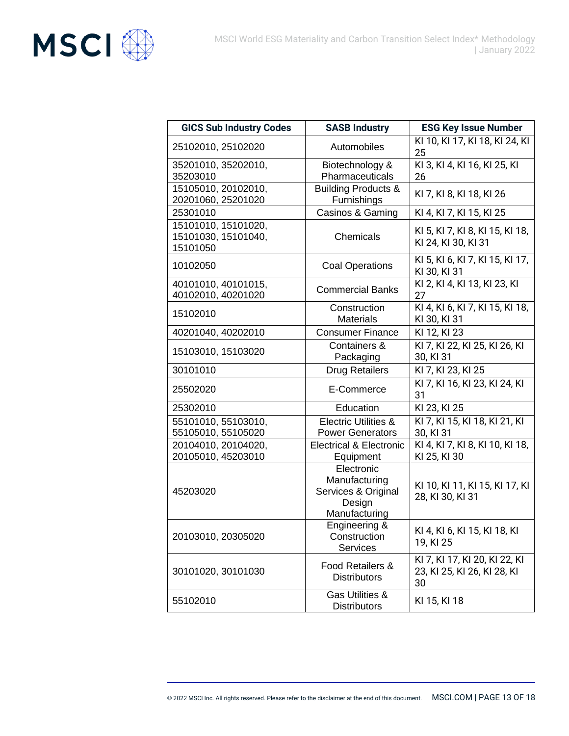| GICS Sub Industry Codes | SASB Industry | ESG Key Issue Number |
|---|---|---|
| 25102010, 25102020 | Automobiles | KI 10, KI 17, KI 18, KI 24, KI 25 |
| 35201010, 35202010, 35203010 | Biotechnology & Pharmaceuticals | KI 3, KI 4, KI 16, KI 25, KI 26 |
| 15105010, 20102010, 20201060, 25201020 | Building Products & Furnishings | KI 7, KI 8, KI 18, KI 26 |
| 25301010 | Casinos & Gaming | KI 4, KI 7, KI 15, KI 25 |
| 15101010, 15101020, 15101030, 15101040, 15101050 | Chemicals | KI 5, KI 7, KI 8, KI 15, KI 18, KI 24, KI 30, KI 31 |
| 10102050 | Coal Operations | KI 5, KI 6, KI 7, KI 15, KI 17, KI 30, KI 31 |
| 40101010, 40101015, 40102010, 40201020 | Commercial Banks | KI 2, KI 4, KI 13, KI 23, KI 27 |
| 15102010 | Construction Materials | KI 4, KI 6, KI 7, KI 15, KI 18, KI 30, KI 31 |
| 40201040, 40202010 | Consumer Finance | KI 12, KI 23 |
| 15103010, 15103020 | Containers & Packaging | KI 7, KI 22, KI 25, KI 26, KI 30, KI 31 |
| 30101010 | Drug Retailers | KI 7, KI 23, KI 25 |
| 25502020 | E-Commerce | KI 7, KI 16, KI 23, KI 24, KI 31 |
| 25302010 | Education | KI 23, KI 25 |
| 55101010, 55103010, 55105010, 55105020 | Electric Utilities & Power Generators | KI 7, KI 15, KI 18, KI 21, KI 30, KI 31 |
| 20104010, 20104020, 20105010, 45203010 | Electrical & Electronic Equipment | KI 4, KI 7, KI 8, KI 10, KI 18, KI 25, KI 30 |
| 45203020 | Electronic Manufacturing Services & Original Design Manufacturing | KI 10, KI 11, KI 15, KI 17, KI 28, KI 30, KI 31 |
| 20103010, 20305020 | Engineering & Construction Services | KI 4, KI 6, KI 15, KI 18, KI 19, KI 25 |
| 30101020, 30101030 | Food Retailers & Distributors | KI 7, KI 17, KI 20, KI 22, KI 23, KI 25, KI 26, KI 28, KI 30 |
| 55102010 | Gas Utilities & Distributors | KI 15, KI 18 |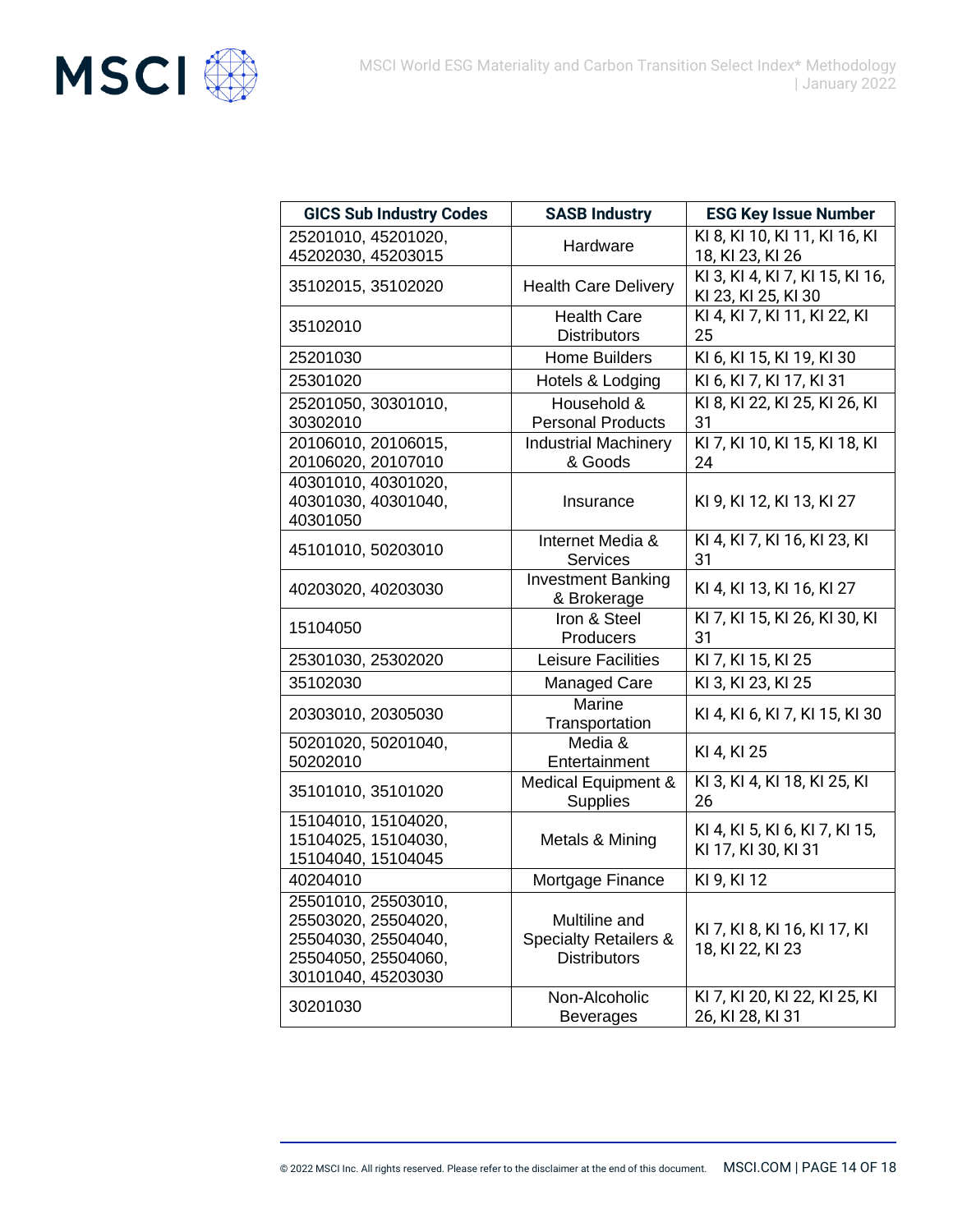| GICS Sub Industry Codes | SASB Industry | ESG Key Issue Number |
|---|---|---|
| 25201010, 45201020, 45202030, 45203015 | Hardware | KI 8, KI 10, KI 11, KI 16, KI 18, KI 23, KI 26 |
| 35102015, 35102020 | Health Care Delivery | KI 3, KI 4, KI 7, KI 15, KI 16, KI 23, KI 25, KI 30 |
| 35102010 | Health Care Distributors | KI 4, KI 7, KI 11, KI 22, KI 25 |
| 25201030 | Home Builders | KI 6, KI 15, KI 19, KI 30 |
| 25301020 | Hotels & Lodging | KI 6, KI 7, KI 17, KI 31 |
| 25201050, 30301010, 30302010 | Household & Personal Products | KI 8, KI 22, KI 25, KI 26, KI 31 |
| 20106010, 20106015, 20106020, 20107010 | Industrial Machinery & Goods | KI 7, KI 10, KI 15, KI 18, KI 24 |
| 40301010, 40301020, 40301030, 40301040, 40301050 | Insurance | KI 9, KI 12, KI 13, KI 27 |
| 45101010, 50203010 | Internet Media & Services | KI 4, KI 7, KI 16, KI 23, KI 31 |
| 40203020, 40203030 | Investment Banking & Brokerage | KI 4, KI 13, KI 16, KI 27 |
| 15104050 | Iron & Steel Producers | KI 7, KI 15, KI 26, KI 30, KI 31 |
| 25301030, 25302020 | Leisure Facilities | KI 7, KI 15, KI 25 |
| 35102030 | Managed Care | KI 3, KI 23, KI 25 |
| 20303010, 20305030 | Marine Transportation | KI 4, KI 6, KI 7, KI 15, KI 30 |
| 50201020, 50201040, 50202010 | Media & Entertainment | KI 4, KI 25 |
| 35101010, 35101020 | Medical Equipment & Supplies | KI 3, KI 4, KI 18, KI 25, KI 26 |
| 15104010, 15104020, 15104025, 15104030, 15104040, 15104045 | Metals & Mining | KI 4, KI 5, KI 6, KI 7, KI 15, KI 17, KI 30, KI 31 |
| 40204010 | Mortgage Finance | KI 9, KI 12 |
| 25501010, 25503010, 25503020, 25504020, 25504030, 25504040, 25504050, 25504060, 30101040, 45203030 | Multiline and Specialty Retailers & Distributors | KI 7, KI 8, KI 16, KI 17, KI 18, KI 22, KI 23 |
| 30201030 | Non-Alcoholic Beverages | KI 7, KI 20, KI 22, KI 25, KI 26, KI 28, KI 31 |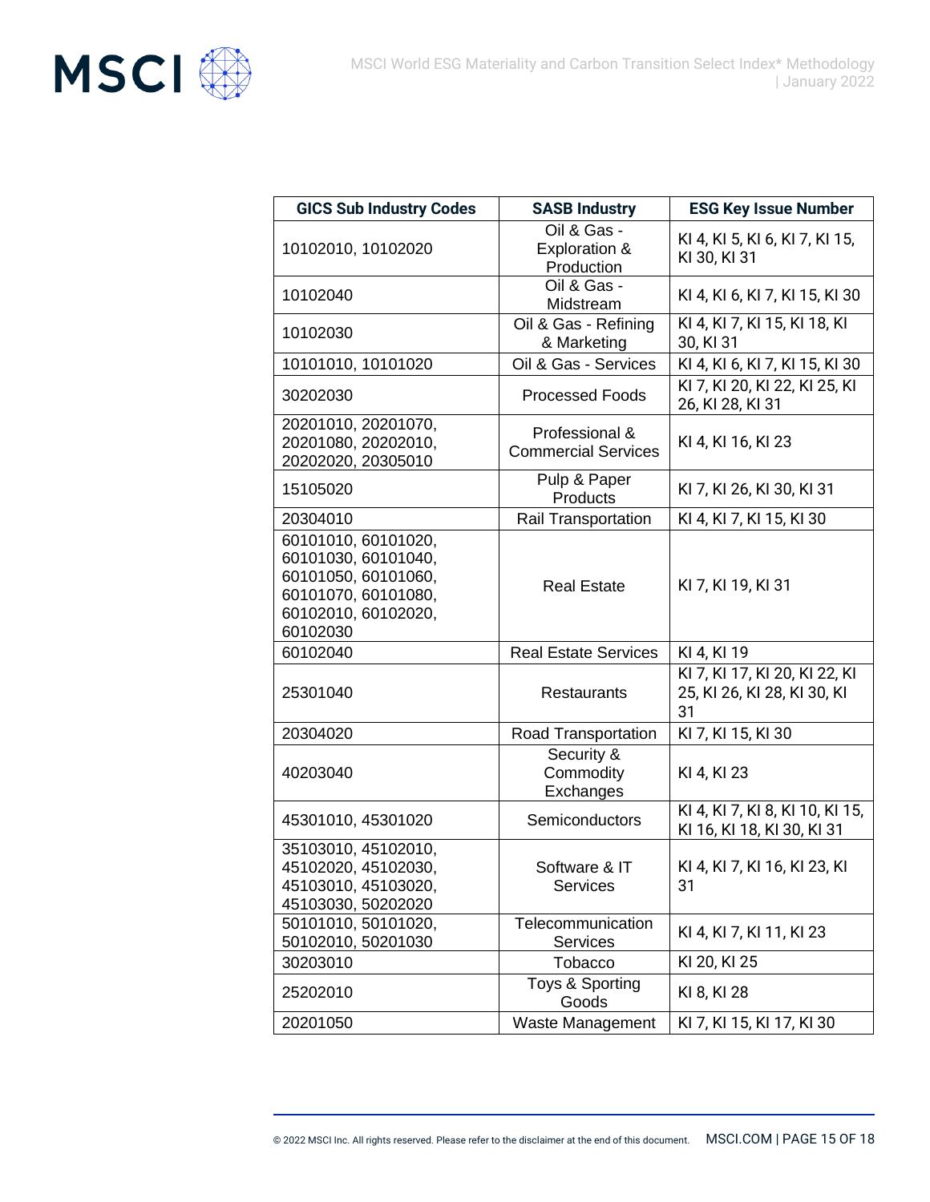| GICS Sub Industry Codes | SASB Industry | ESG Key Issue Number |
|---|---|---|
| 10102010, 10102020 | Oil & Gas - Exploration & Production | KI 4, KI 5, KI 6, KI 7, KI 15, KI 30, KI 31 |
| 10102040 | Oil & Gas - Midstream | KI 4, KI 6, KI 7, KI 15, KI 30 |
| 10102030 | Oil & Gas - Refining & Marketing | KI 4, KI 7, KI 15, KI 18, KI 30, KI 31 |
| 10101010, 10101020 | Oil & Gas - Services | KI 4, KI 6, KI 7, KI 15, KI 30 |
| 30202030 | Processed Foods | KI 7, KI 20, KI 22, KI 25, KI 26, KI 28, KI 31 |
| 20201010, 20201070, 20201080, 20202010, 20202020, 20305010 | Professional & Commercial Services | KI 4, KI 16, KI 23 |
| 15105020 | Pulp & Paper Products | KI 7, KI 26, KI 30, KI 31 |
| 20304010 | Rail Transportation | KI 4, KI 7, KI 15, KI 30 |
| 60101010, 60101020, 60101030, 60101040, 60101050, 60101060, 60101070, 60101080, 60102010, 60102020, 60102030 | Real Estate | KI 7, KI 19, KI 31 |
| 60102040 | Real Estate Services | KI 4, KI 19 |
| 25301040 | Restaurants | KI 7, KI 17, KI 20, KI 22, KI 25, KI 26, KI 28, KI 30, KI 31 |
| 20304020 | Road Transportation | KI 7, KI 15, KI 30 |
| 40203040 | Security & Commodity Exchanges | KI 4, KI 23 |
| 45301010, 45301020 | Semiconductors | KI 4, KI 7, KI 8, KI 10, KI 15, KI 16, KI 18, KI 30, KI 31 |
| 35103010, 45102010, 45102020, 45102030, 45103010, 45103020, 45103030, 50202020 | Software & IT Services | KI 4, KI 7, KI 16, KI 23, KI 31 |
| 50101010, 50101020, 50102010, 50201030 | Telecommunication Services | KI 4, KI 7, KI 11, KI 23 |
| 30203010 | Tobacco | KI 20, KI 25 |
| 25202010 | Toys & Sporting Goods | KI 8, KI 28 |
| 20201050 | Waste Management | KI 7, KI 15, KI 17, KI 30 |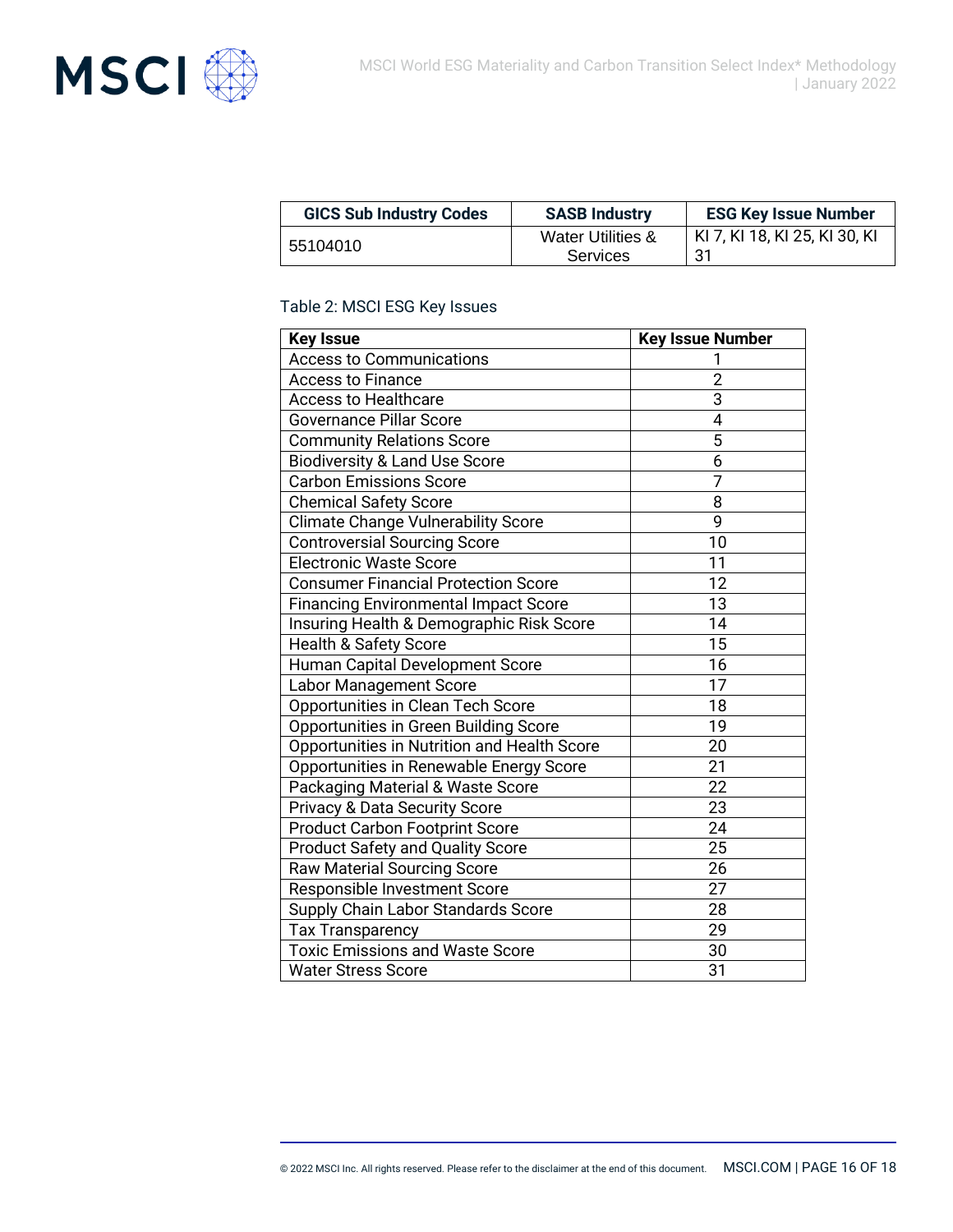| GICS Sub Industry Codes | SASB Industry | ESG Key Issue Number |
|---|---|---|
| 55104010 | Water Utilities & Services | KI 7, KI 18, KI 25, KI 30, KI 31 |

Table 2: MSCI ESG Key Issues

| Key Issue | Key Issue Number |
|---|---|
| Access to Communications | 1 |
| Access to Finance | 2 |
| Access to Healthcare | 3 |
| Governance Pillar Score | 4 |
| Community Relations Score | 5 |
| Biodiversity & Land Use Score | 6 |
| Carbon Emissions Score | 7 |
| Chemical Safety Score | 8 |
| Climate Change Vulnerability Score | 9 |
| Controversial Sourcing Score | 10 |
| Electronic Waste Score | 11 |
| Consumer Financial Protection Score | 12 |
| Financing Environmental Impact Score | 13 |
| Insuring Health & Demographic Risk Score | 14 |
| Health & Safety Score | 15 |
| Human Capital Development Score | 16 |
| Labor Management Score | 17 |
| Opportunities in Clean Tech Score | 18 |
| Opportunities in Green Building Score | 19 |
| Opportunities in Nutrition and Health Score | 20 |
| Opportunities in Renewable Energy Score | 21 |
| Packaging Material & Waste Score | 22 |
| Privacy & Data Security Score | 23 |
| Product Carbon Footprint Score | 24 |
| Product Safety and Quality Score | 25 |
| Raw Material Sourcing Score | 26 |
| Responsible Investment Score | 27 |
| Supply Chain Labor Standards Score | 28 |
| Tax Transparency | 29 |
| Toxic Emissions and Waste Score | 30 |
| Water Stress Score | 31 |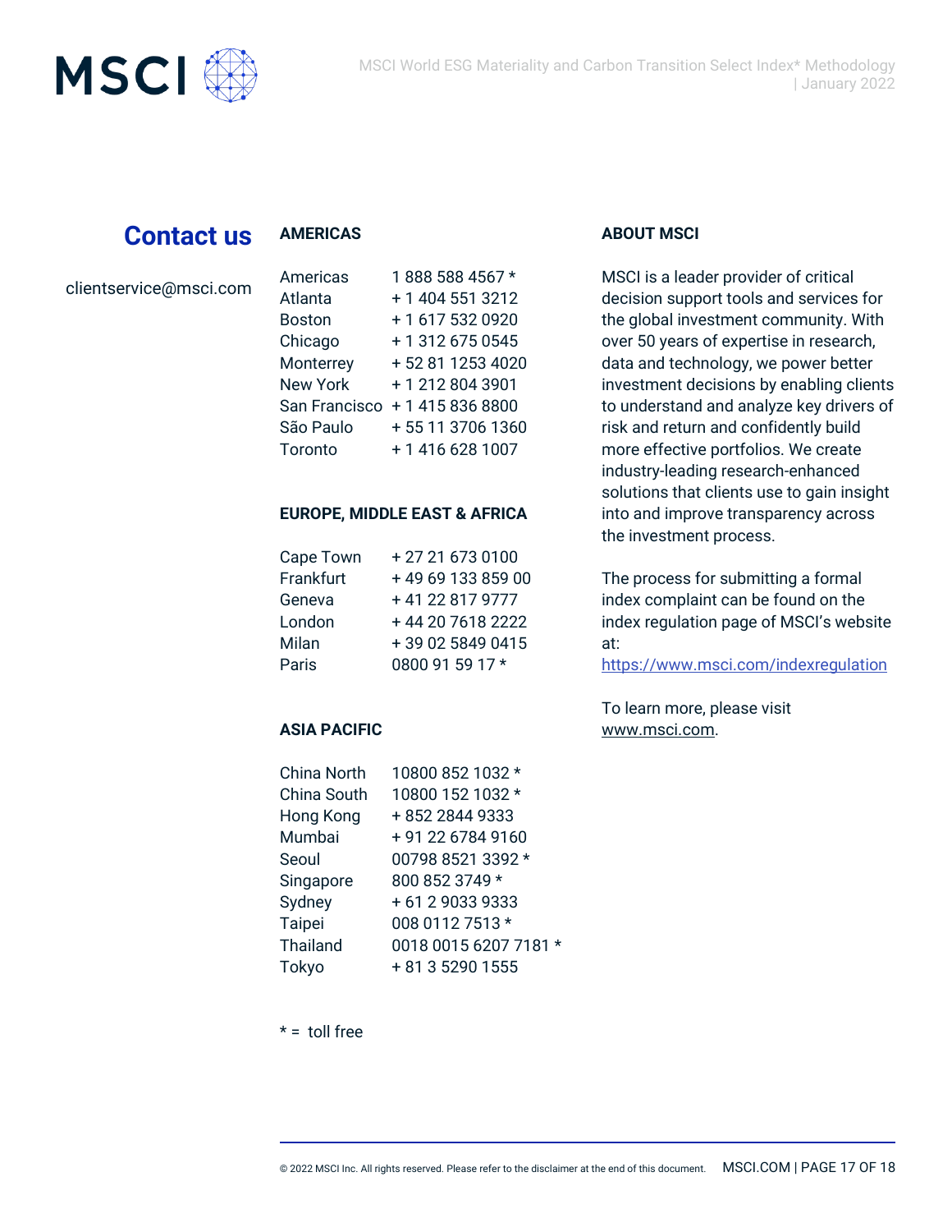## Contact us

clientservice@msci.com

### AMERICAS

| | |
|---|---|
| Americas | 1 888 588 4567 * |
| Atlanta | + 1 404 551 3212 |
| Boston | + 1 617 532 0920 |
| Chicago | + 1 312 675 0545 |
| Monterrey | + 52 81 1253 4020 |
| New York | + 1 212 804 3901 |
| San Francisco | + 1 415 836 8800 |
| São Paulo | + 55 11 3706 1360 |
| Toronto | + 1 416 628 1007 |

### EUROPE, MIDDLE EAST & AFRICA

| | |
|---|---|
| Cape Town | + 27 21 673 0100 |
| Frankfurt | + 49 69 133 859 00 |
| Geneva | + 41 22 817 9777 |
| London | + 44 20 7618 2222 |
| Milan | + 39 02 5849 0415 |
| Paris | 0800 91 59 17 * |

### ASIA PACIFIC

| | |
|---|---|
| China North | 10800 852 1032 * |
| China South | 10800 152 1032 * |
| Hong Kong | + 852 2844 9333 |
| Mumbai | + 91 22 6784 9160 |
| Seoul | 00798 8521 3392 * |
| Singapore | 800 852 3749 * |
| Sydney | + 61 2 9033 9333 |
| Taipei | 008 0112 7513 * |
| Thailand | 0018 0015 6207 7181 * |
| Tokyo | + 81 3 5290 1555 |

* = toll free

### ABOUT MSCI

MSCI is a leader provider of critical decision support tools and services for the global investment community. With over 50 years of expertise in research, data and technology, we power better investment decisions by enabling clients to understand and analyze key drivers of risk and return and confidently build more effective portfolios. We create industry-leading research-enhanced solutions that clients use to gain insight into and improve transparency across the investment process.

The process for submitting a formal index complaint can be found on the index regulation page of MSCI's website at: https://www.msci.com/indexregulation

To learn more, please visit www.msci.com.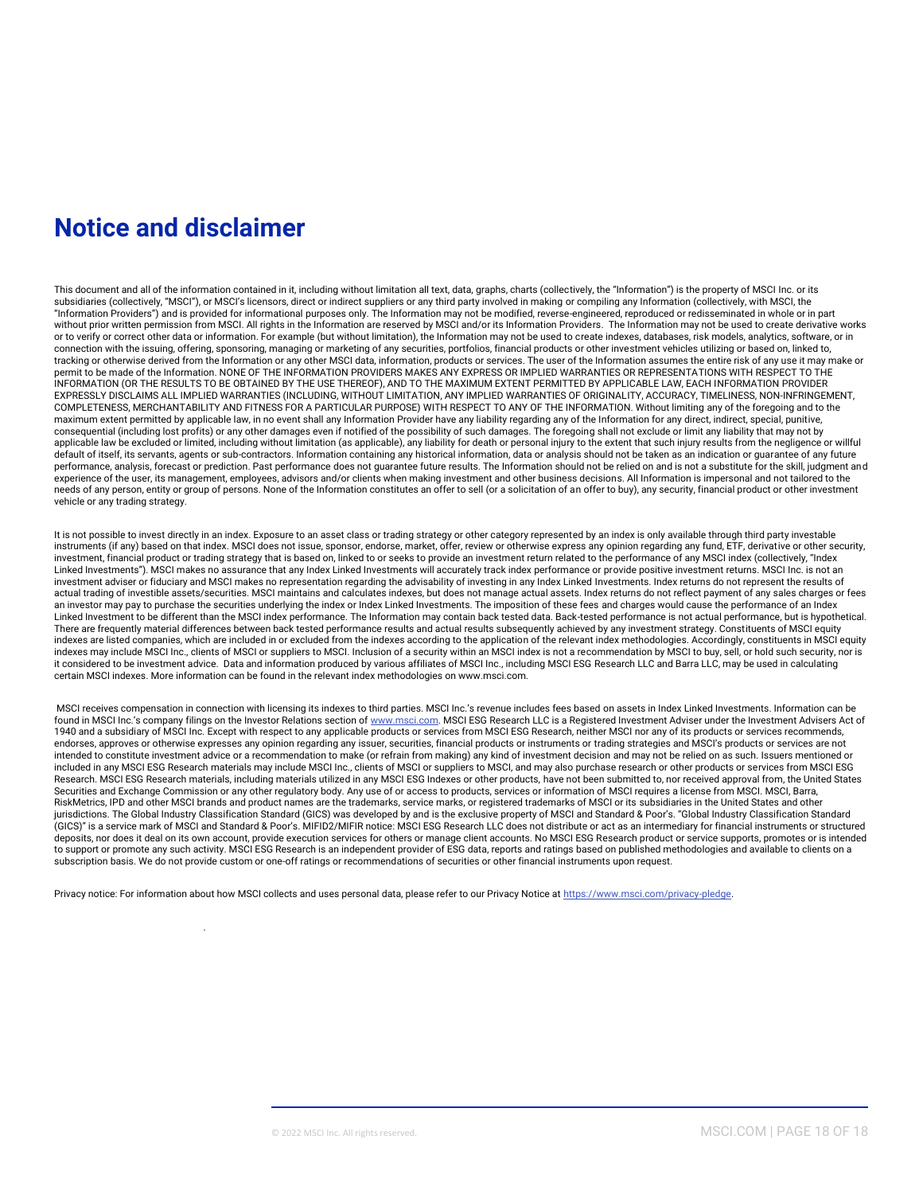# Notice and disclaimer

This document and all of the information contained in it, including without limitation all text, data, graphs, charts (collectively, the "Information") is the property of MSCI Inc. or its subsidiaries (collectively, "MSCI"), or MSCI's licensors, direct or indirect suppliers or any third party involved in making or compiling any Information (collectively, with MSCI, the "Information Providers") and is provided for informational purposes only. The Information may not be modified, reverse-engineered, reproduced or redisseminated in whole or in part without prior written permission from MSCI. All rights in the Information are reserved by MSCI and/or its Information Providers. The Information may not be used to create derivative works or to verify or correct other data or information. For example (but without limitation), the Information may not be used to create indexes, databases, risk models, analytics, software, or in connection with the issuing, offering, sponsoring, managing or marketing of any securities, portfolios, financial products or other investment vehicles utilizing or based on, linked to, tracking or otherwise derived from the Information or any other MSCI data, information, products or services. The user of the Information assumes the entire risk of any use it may make or permit to be made of the Information. NONE OF THE INFORMATION PROVIDERS MAKES ANY EXPRESS OR IMPLIED WARRANTIES OR REPRESENTATIONS WITH RESPECT TO THE INFORMATION (OR THE RESULTS TO BE OBTAINED BY THE USE THEREOF), AND TO THE MAXIMUM EXTENT PERMITTED BY APPLICABLE LAW, EACH INFORMATION PROVIDER EXPRESSLY DISCLAIMS ALL IMPLIED WARRANTIES (INCLUDING, WITHOUT LIMITATION, ANY IMPLIED WARRANTIES OF ORIGINALITY, ACCURACY, TIMELINESS, NON-INFRINGEMENT, COMPLETENESS, MERCHANTABILITY AND FITNESS FOR A PARTICULAR PURPOSE) WITH RESPECT TO ANY OF THE INFORMATION. Without limiting any of the foregoing and to the maximum extent permitted by applicable law, in no event shall any Information Provider have any liability regarding any of the Information for any direct, indirect, special, punitive, consequential (including lost profits) or any other damages even if notified of the possibility of such damages. The foregoing shall not exclude or limit any liability that may not by applicable law be excluded or limited, including without limitation (as applicable), any liability for death or personal injury to the extent that such injury results from the negligence or willful default of itself, its servants, agents or sub-contractors. Information containing any historical information, data or analysis should not be taken as an indication or guarantee of any future performance, analysis, forecast or prediction. Past performance does not guarantee future results. The Information should not be relied on and is not a substitute for the skill, judgment and experience of the user, its management, employees, advisors and/or clients when making investment and other business decisions. All Information is impersonal and not tailored to the needs of any person, entity or group of persons. None of the Information constitutes an offer to sell (or a solicitation of an offer to buy), any security, financial product or other investment vehicle or any trading strategy.

It is not possible to invest directly in an index. Exposure to an asset class or trading strategy or other category represented by an index is only available through third party investable instruments (if any) based on that index. MSCI does not issue, sponsor, endorse, market, offer, review or otherwise express any opinion regarding any fund, ETF, derivative or other security, investment, financial product or trading strategy that is based on, linked to or seeks to provide an investment return related to the performance of any MSCI index (collectively, "Index Linked Investments"). MSCI makes no assurance that any Index Linked Investments will accurately track index performance or provide positive investment returns. MSCI Inc. is not an investment adviser or fiduciary and MSCI makes no representation regarding the advisability of investing in any Index Linked Investments. Index returns do not represent the results of actual trading of investible assets/securities. MSCI maintains and calculates indexes, but does not manage actual assets. Index returns do not reflect payment of any sales charges or fees an investor may pay to purchase the securities underlying the index or Index Linked Investments. The imposition of these fees and charges would cause the performance of an Index Linked Investment to be different than the MSCI index performance. The Information may contain back tested data. Back-tested performance is not actual performance, but is hypothetical. There are frequently material differences between back tested performance results and actual results subsequently achieved by any investment strategy. Constituents of MSCI equity indexes are listed companies, which are included in or excluded from the indexes according to the application of the relevant index methodologies. Accordingly, constituents in MSCI equity indexes may include MSCI Inc., clients of MSCI or suppliers to MSCI. Inclusion of a security within an MSCI index is not a recommendation by MSCI to buy, sell, or hold such security, nor is it considered to be investment advice. Data and information produced by various affiliates of MSCI Inc., including MSCI ESG Research LLC and Barra LLC, may be used in calculating certain MSCI indexes. More information can be found in the relevant index methodologies on www.msci.com.

MSCI receives compensation in connection with licensing its indexes to third parties. MSCI Inc.'s revenue includes fees based on assets in Index Linked Investments. Information can be found in MSCI Inc.'s company filings on the Investor Relations section of www.msci.com. MSCI ESG Research LLC is a Registered Investment Adviser under the Investment Advisers Act of 1940 and a subsidiary of MSCI Inc. Except with respect to any applicable products or services from MSCI ESG Research, neither MSCI nor any of its products or services recommends, endorses, approves or otherwise expresses any opinion regarding any issuer, securities, financial products or instruments or trading strategies and MSCI's products or services are not intended to constitute investment advice or a recommendation to make (or refrain from making) any kind of investment decision and may not be relied on as such. Issuers mentioned or included in any MSCI ESG Research materials may include MSCI Inc., clients of MSCI or suppliers to MSCI, and may also purchase research or other products or services from MSCI ESG Research. MSCI ESG Research materials, including materials utilized in any MSCI ESG Indexes or other products, have not been submitted to, nor received approval from, the United States Securities and Exchange Commission or any other regulatory body. Any use of or access to products, services or information of MSCI requires a license from MSCI. MSCI, Barra, RiskMetrics, IPD and other MSCI brands and product names are the trademarks, service marks, or registered trademarks of MSCI or its subsidiaries in the United States and other jurisdictions. The Global Industry Classification Standard (GICS) was developed by and is the exclusive property of MSCI and Standard & Poor's. "Global Industry Classification Standard (GICS)" is a service mark of MSCI and Standard & Poor's. MIFID2/MIFIR notice: MSCI ESG Research LLC does not distribute or act as an intermediary for financial instruments or structured deposits, nor does it deal on its own account, provide execution services for others or manage client accounts. No MSCI ESG Research product or service supports, promotes or is intended to support or promote any such activity. MSCI ESG Research is an independent provider of ESG data, reports and ratings based on published methodologies and available to clients on a subscription basis. We do not provide custom or one-off ratings or recommendations of securities or other financial instruments upon request.

Privacy notice: For information about how MSCI collects and uses personal data, please refer to our Privacy Notice at https://www.msci.com/privacy-pledge.